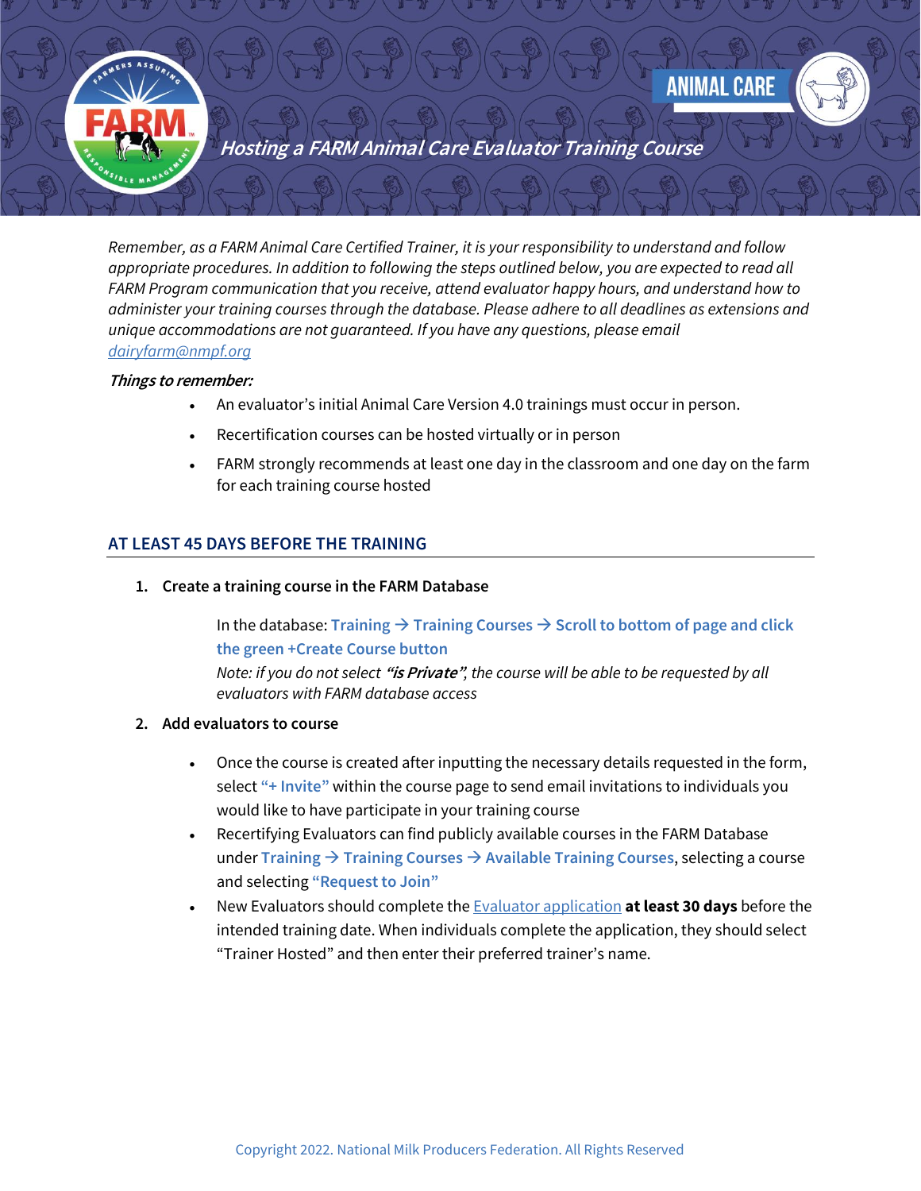# Hosting a FARM Animal Care Evaluator Training Course

*Remember, as a FARM Animal Care Certified Trainer, it is your responsibility to understand and follow appropriate procedures. In addition to following the steps outlined below, you are expected to read all FARM Program communication that you receive, attend evaluator happy hours, and understand how to administer your training courses through the database. Please adhere to all deadlines as extensions and unique accommodations are not guaranteed. If you have any questions, please email [dairyfarm@nmpf.org](mailto:dairyfarm@nmpf.org)*

***Things to remember:***

- An evaluator's initial Animal Care Version 4.0 trainings must occur in person.
- Recertification courses can be hosted virtually or in person
- FARM strongly recommends at least one day in the classroom and one day on the farm for each training course hosted

## AT LEAST 45 DAYS BEFORE THE TRAINING

1. **Create a training course in the FARM Database**

   In the database: **Training → Training Courses → Scroll to bottom of page and click the green +Create Course button**

   *Note: if you do not select **"is Private"**, the course will be able to be requested by all evaluators with FARM database access*

2. **Add evaluators to course**

   - Once the course is created after inputting the necessary details requested in the form, select **"+ Invite"** within the course page to send email invitations to individuals you would like to have participate in your training course
   - Recertifying Evaluators can find publicly available courses in the FARM Database under **Training → Training Courses → Available Training Courses**, selecting a course and selecting **"Request to Join"**
   - New Evaluators should complete the Evaluator application **at least 30 days** before the intended training date. When individuals complete the application, they should select "Trainer Hosted" and then enter their preferred trainer's name.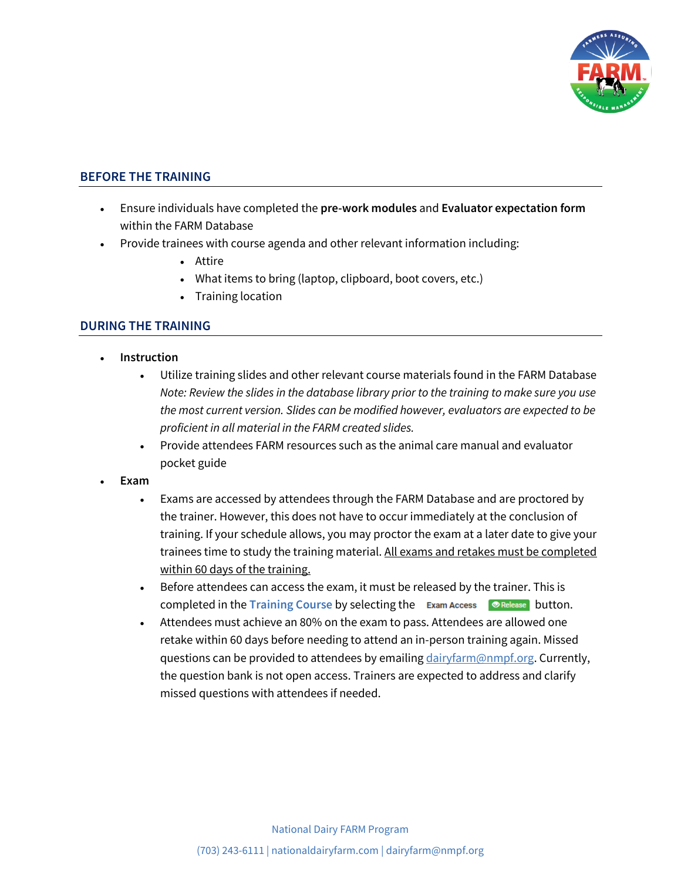## BEFORE THE TRAINING

- Ensure individuals have completed the **pre-work modules** and **Evaluator expectation form** within the FARM Database
- Provide trainees with course agenda and other relevant information including:
    - Attire
    - What items to bring (laptop, clipboard, boot covers, etc.)
    - Training location

## DURING THE TRAINING

- **Instruction**
    - Utilize training slides and other relevant course materials found in the FARM Database
      *Note: Review the slides in the database library prior to the training to make sure you use the most current version. Slides can be modified however, evaluators are expected to be proficient in all material in the FARM created slides.*
    - Provide attendees FARM resources such as the animal care manual and evaluator pocket guide
- **Exam**
    - Exams are accessed by attendees through the FARM Database and are proctored by the trainer. However, this does not have to occur immediately at the conclusion of training. If your schedule allows, you may proctor the exam at a later date to give your trainees time to study the training material. <u>All exams and retakes must be completed within 60 days of the training.</u>
    - Before attendees can access the exam, it must be released by the trainer. This is completed in the **Training Course** by selecting the Exam Access Release button.
    - Attendees must achieve an 80% on the exam to pass. Attendees are allowed one retake within 60 days before needing to attend an in-person training again. Missed questions can be provided to attendees by emailing dairyfarm@nmpf.org. Currently, the question bank is not open access. Trainers are expected to address and clarify missed questions with attendees if needed.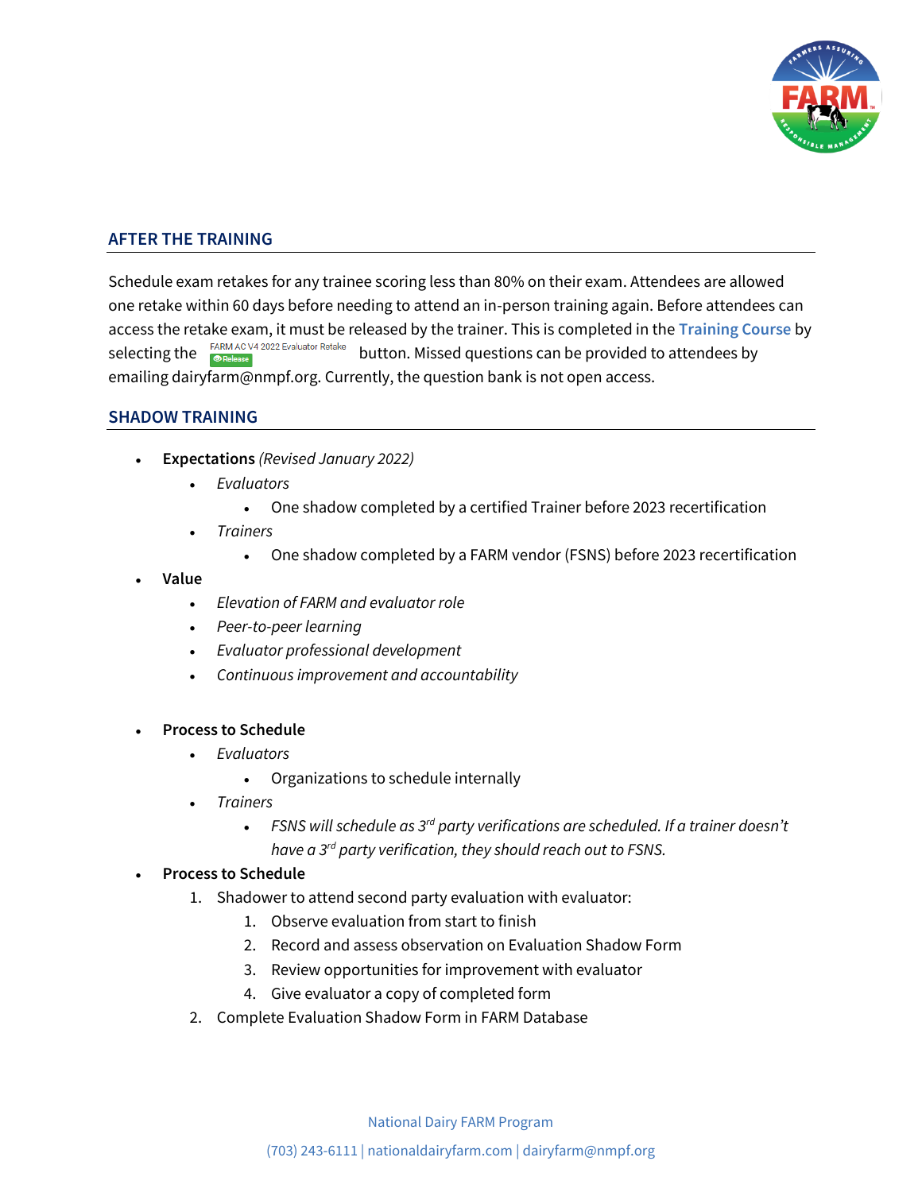## AFTER THE TRAINING

Schedule exam retakes for any trainee scoring less than 80% on their exam. Attendees are allowed one retake within 60 days before needing to attend an in-person training again. Before attendees can access the retake exam, it must be released by the trainer. This is completed in the **Training Course** by selecting the FARM AC V4 2022 Evaluator Retake Release button. Missed questions can be provided to attendees by emailing dairyfarm@nmpf.org. Currently, the question bank is not open access.

## SHADOW TRAINING

- **Expectations** *(Revised January 2022)*
  - *Evaluators*
    - One shadow completed by a certified Trainer before 2023 recertification
  - *Trainers*
    - One shadow completed by a FARM vendor (FSNS) before 2023 recertification
- **Value**
  - *Elevation of FARM and evaluator role*
  - *Peer-to-peer learning*
  - *Evaluator professional development*
  - *Continuous improvement and accountability*
- **Process to Schedule**
  - *Evaluators*
    - Organizations to schedule internally
  - *Trainers*
    - *FSNS will schedule as 3rd party verifications are scheduled. If a trainer doesn't have a 3rd party verification, they should reach out to FSNS.*
- **Process to Schedule**
  1. Shadower to attend second party evaluation with evaluator:
     1. Observe evaluation from start to finish
     2. Record and assess observation on Evaluation Shadow Form
     3. Review opportunities for improvement with evaluator
     4. Give evaluator a copy of completed form
  2. Complete Evaluation Shadow Form in FARM Database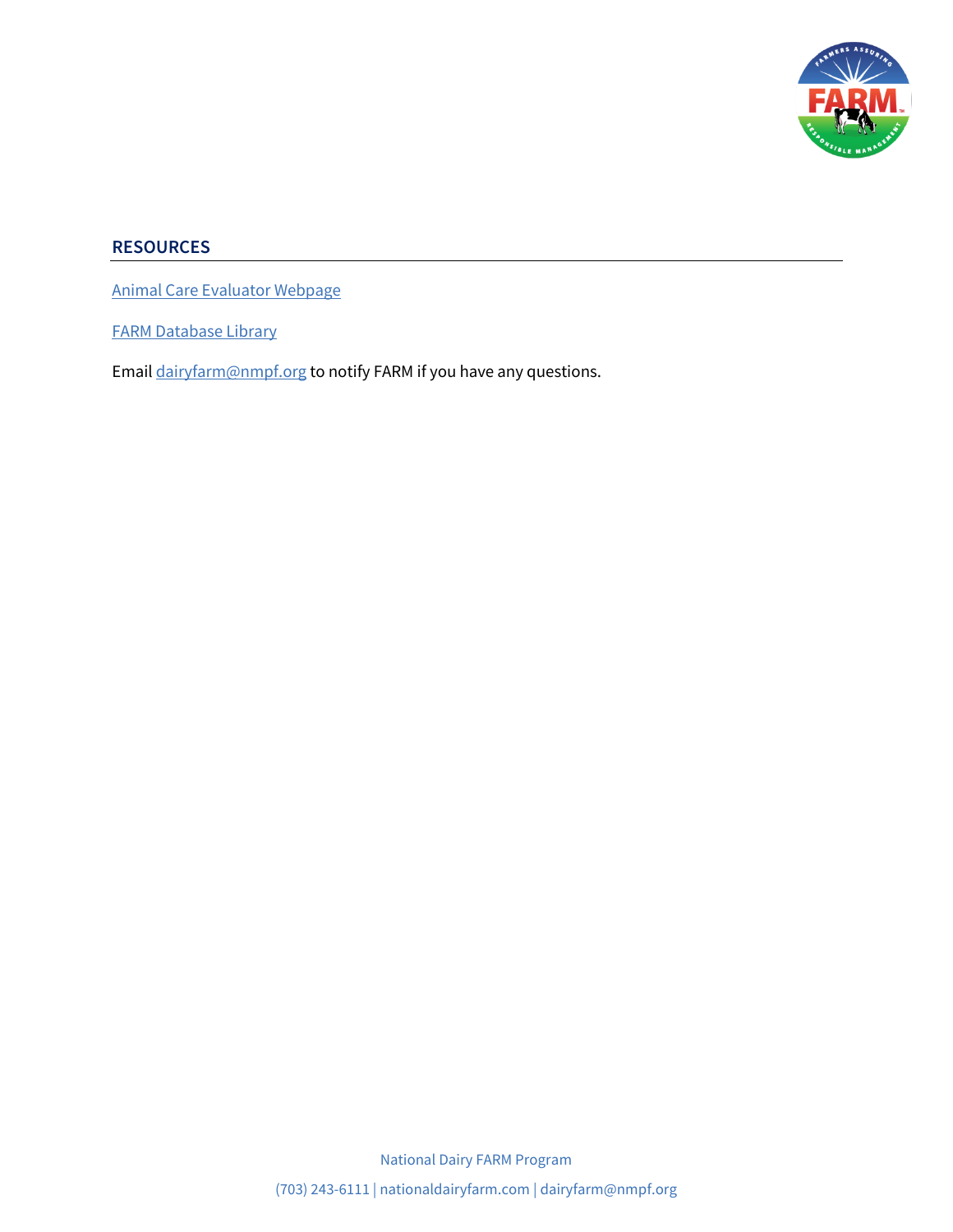## RESOURCES

Animal Care Evaluator Webpage

FARM Database Library

Email dairyfarm@nmpf.org to notify FARM if you have any questions.